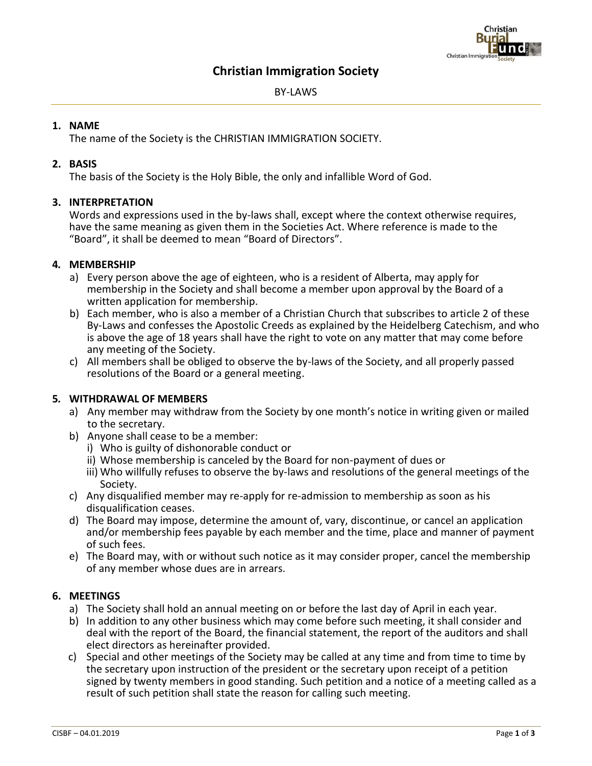# Christian Immigration Society

BY-LAWS

## 1. NAME

The name of the Society is the CHRISTIAN IMMIGRATION SOCIETY.

## 2. BASIS

The basis of the Society is the Holy Bible, the only and infallible Word of God.

## 3. INTERPRETATION

Words and expressions used in the by-laws shall, except where the context otherwise requires, have the same meaning as given them in the Societies Act. Where reference is made to the "Board", it shall be deemed to mean "Board of Directors".

## 4. MEMBERSHIP

a) Every person above the age of eighteen, who is a resident of Alberta, may apply for membership in the Society and shall become a member upon approval by the Board of a written application for membership.

b) Each member, who is also a member of a Christian Church that subscribes to article 2 of these By-Laws and confesses the Apostolic Creeds as explained by the Heidelberg Catechism, and who is above the age of 18 years shall have the right to vote on any matter that may come before any meeting of the Society.

c) All members shall be obliged to observe the by-laws of the Society, and all properly passed resolutions of the Board or a general meeting.

## 5. WITHDRAWAL OF MEMBERS

a) Any member may withdraw from the Society by one month's notice in writing given or mailed to the secretary.

b) Anyone shall cease to be a member:

   i) Who is guilty of dishonorable conduct or

   ii) Whose membership is canceled by the Board for non-payment of dues or

   iii) Who willfully refuses to observe the by-laws and resolutions of the general meetings of the Society.

c) Any disqualified member may re-apply for re-admission to membership as soon as his disqualification ceases.

d) The Board may impose, determine the amount of, vary, discontinue, or cancel an application and/or membership fees payable by each member and the time, place and manner of payment of such fees.

e) The Board may, with or without such notice as it may consider proper, cancel the membership of any member whose dues are in arrears.

## 6. MEETINGS

a) The Society shall hold an annual meeting on or before the last day of April in each year.

b) In addition to any other business which may come before such meeting, it shall consider and deal with the report of the Board, the financial statement, the report of the auditors and shall elect directors as hereinafter provided.

c) Special and other meetings of the Society may be called at any time and from time to time by the secretary upon instruction of the president or the secretary upon receipt of a petition signed by twenty members in good standing. Such petition and a notice of a meeting called as a result of such petition shall state the reason for calling such meeting.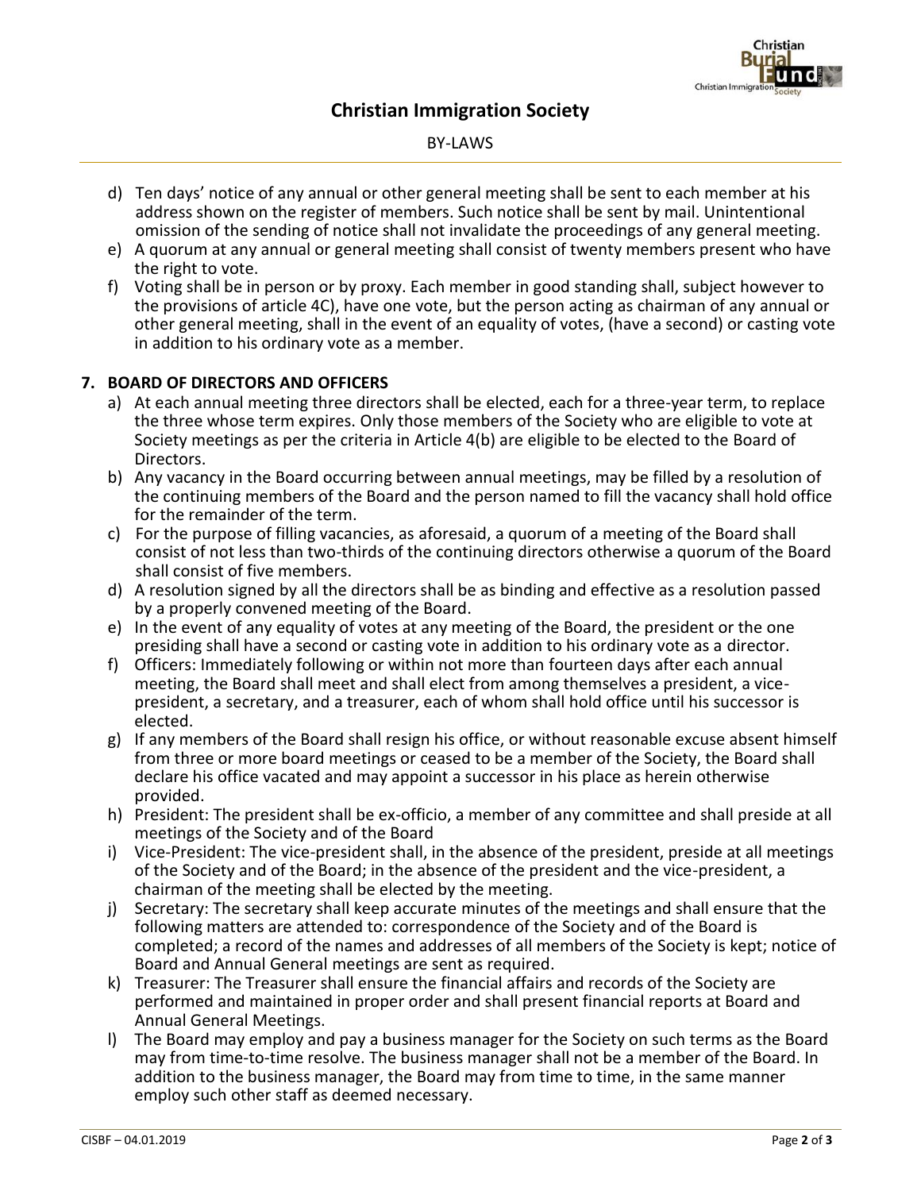d) Ten days' notice of any annual or other general meeting shall be sent to each member at his address shown on the register of members. Such notice shall be sent by mail. Unintentional omission of the sending of notice shall not invalidate the proceedings of any general meeting.
e) A quorum at any annual or general meeting shall consist of twenty members present who have the right to vote.
f) Voting shall be in person or by proxy. Each member in good standing shall, subject however to the provisions of article 4C), have one vote, but the person acting as chairman of any annual or other general meeting, shall in the event of an equality of votes, (have a second) or casting vote in addition to his ordinary vote as a member.

## 7. BOARD OF DIRECTORS AND OFFICERS

a) At each annual meeting three directors shall be elected, each for a three-year term, to replace the three whose term expires. Only those members of the Society who are eligible to vote at Society meetings as per the criteria in Article 4(b) are eligible to be elected to the Board of Directors.
b) Any vacancy in the Board occurring between annual meetings, may be filled by a resolution of the continuing members of the Board and the person named to fill the vacancy shall hold office for the remainder of the term.
c) For the purpose of filling vacancies, as aforesaid, a quorum of a meeting of the Board shall consist of not less than two-thirds of the continuing directors otherwise a quorum of the Board shall consist of five members.
d) A resolution signed by all the directors shall be as binding and effective as a resolution passed by a properly convened meeting of the Board.
e) In the event of any equality of votes at any meeting of the Board, the president or the one presiding shall have a second or casting vote in addition to his ordinary vote as a director.
f) Officers: Immediately following or within not more than fourteen days after each annual meeting, the Board shall meet and shall elect from among themselves a president, a vice-president, a secretary, and a treasurer, each of whom shall hold office until his successor is elected.
g) If any members of the Board shall resign his office, or without reasonable excuse absent himself from three or more board meetings or ceased to be a member of the Society, the Board shall declare his office vacated and may appoint a successor in his place as herein otherwise provided.
h) President: The president shall be ex-officio, a member of any committee and shall preside at all meetings of the Society and of the Board
i) Vice-President: The vice-president shall, in the absence of the president, preside at all meetings of the Society and of the Board; in the absence of the president and the vice-president, a chairman of the meeting shall be elected by the meeting.
j) Secretary: The secretary shall keep accurate minutes of the meetings and shall ensure that the following matters are attended to: correspondence of the Society and of the Board is completed; a record of the names and addresses of all members of the Society is kept; notice of Board and Annual General meetings are sent as required.
k) Treasurer: The Treasurer shall ensure the financial affairs and records of the Society are performed and maintained in proper order and shall present financial reports at Board and Annual General Meetings.
l) The Board may employ and pay a business manager for the Society on such terms as the Board may from time-to-time resolve. The business manager shall not be a member of the Board. In addition to the business manager, the Board may from time to time, in the same manner employ such other staff as deemed necessary.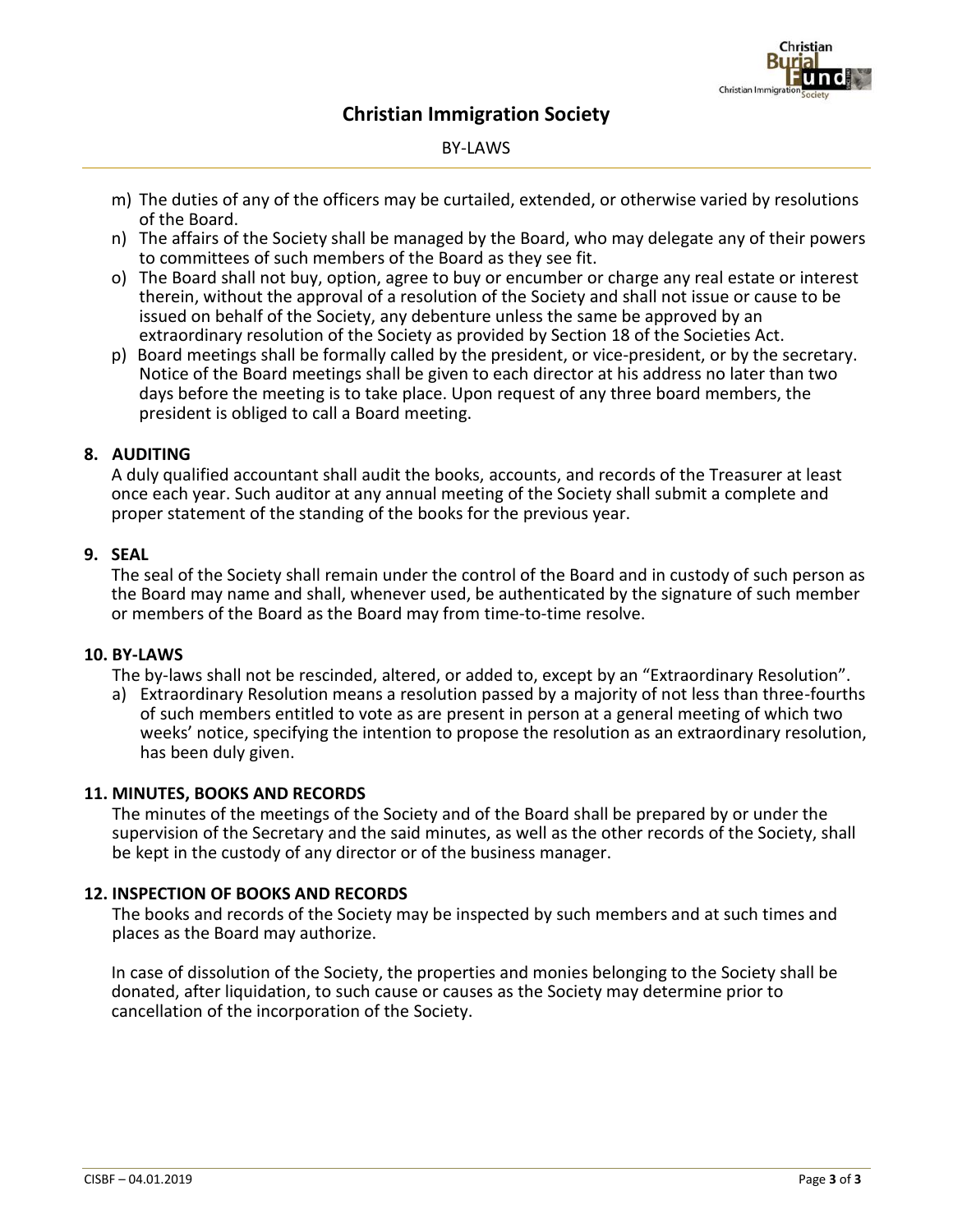m) The duties of any of the officers may be curtailed, extended, or otherwise varied by resolutions of the Board.

n) The affairs of the Society shall be managed by the Board, who may delegate any of their powers to committees of such members of the Board as they see fit.

o) The Board shall not buy, option, agree to buy or encumber or charge any real estate or interest therein, without the approval of a resolution of the Society and shall not issue or cause to be issued on behalf of the Society, any debenture unless the same be approved by an extraordinary resolution of the Society as provided by Section 18 of the Societies Act.

p) Board meetings shall be formally called by the president, or vice-president, or by the secretary. Notice of the Board meetings shall be given to each director at his address no later than two days before the meeting is to take place. Upon request of any three board members, the president is obliged to call a Board meeting.

## 8. AUDITING

A duly qualified accountant shall audit the books, accounts, and records of the Treasurer at least once each year. Such auditor at any annual meeting of the Society shall submit a complete and proper statement of the standing of the books for the previous year.

## 9. SEAL

The seal of the Society shall remain under the control of the Board and in custody of such person as the Board may name and shall, whenever used, be authenticated by the signature of such member or members of the Board as the Board may from time-to-time resolve.

## 10. BY-LAWS

The by-laws shall not be rescinded, altered, or added to, except by an "Extraordinary Resolution".

a) Extraordinary Resolution means a resolution passed by a majority of not less than three-fourths of such members entitled to vote as are present in person at a general meeting of which two weeks' notice, specifying the intention to propose the resolution as an extraordinary resolution, has been duly given.

## 11. MINUTES, BOOKS AND RECORDS

The minutes of the meetings of the Society and of the Board shall be prepared by or under the supervision of the Secretary and the said minutes, as well as the other records of the Society, shall be kept in the custody of any director or of the business manager.

## 12. INSPECTION OF BOOKS AND RECORDS

The books and records of the Society may be inspected by such members and at such times and places as the Board may authorize.

In case of dissolution of the Society, the properties and monies belonging to the Society shall be donated, after liquidation, to such cause or causes as the Society may determine prior to cancellation of the incorporation of the Society.